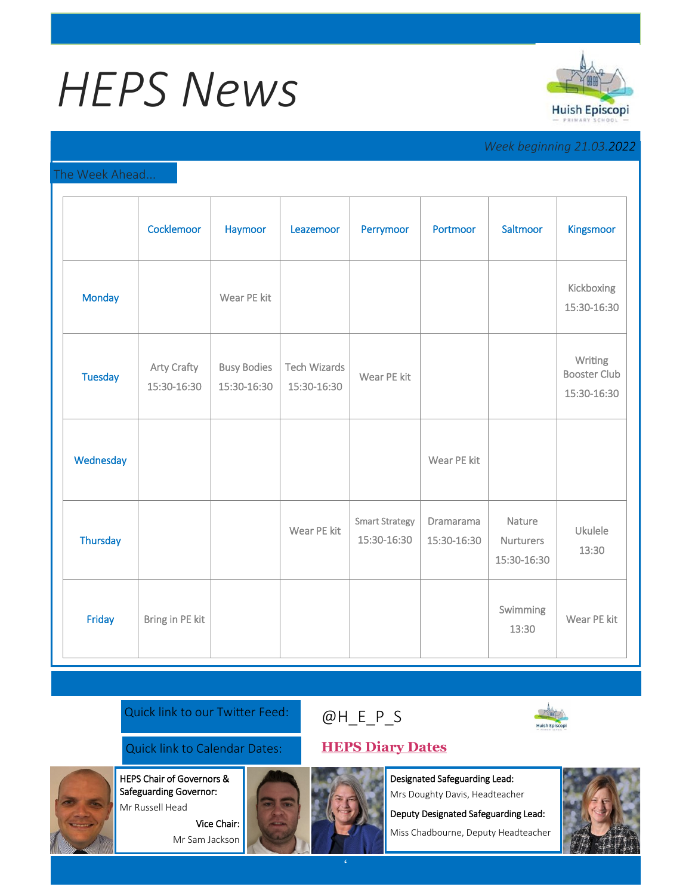# HEPS News

Huish Episcopi Primary School

*Week beginning 21.03.2022*

## The Week Ahead...

| | Cocklemoor | Haymoor | Leazemoor | Perrymoor | Portmoor | Saltmoor | Kingsmoor |
|---|---|---|---|---|---|---|---|
| Monday | | Wear PE kit | | | | | Kickboxing 15:30-16:30 |
| Tuesday | Arty Crafty 15:30-16:30 | Busy Bodies 15:30-16:30 | Tech Wizards 15:30-16:30 | Wear PE kit | | | Writing Booster Club 15:30-16:30 |
| Wednesday | | | | | Wear PE kit | | |
| Thursday | | | Wear PE kit | Smart Strategy 15:30-16:30 | Dramarama 15:30-16:30 | Nature Nurturers 15:30-16:30 | Ukulele 13:30 |
| Friday | Bring in PE kit | | | | | Swimming 13:30 | Wear PE kit |

Quick link to our Twitter Feed: @H_E_P_S

Quick link to Calendar Dates: **HEPS Diary Dates**

**HEPS Chair of Governors & Safeguarding Governor:**
Mr Russell Head

**Vice Chair:**
Mr Sam Jackson

**Designated Safeguarding Lead:**
Mrs Doughty Davis, Headteacher

**Deputy Designated Safeguarding Lead:**
Miss Chadbourne, Deputy Headteacher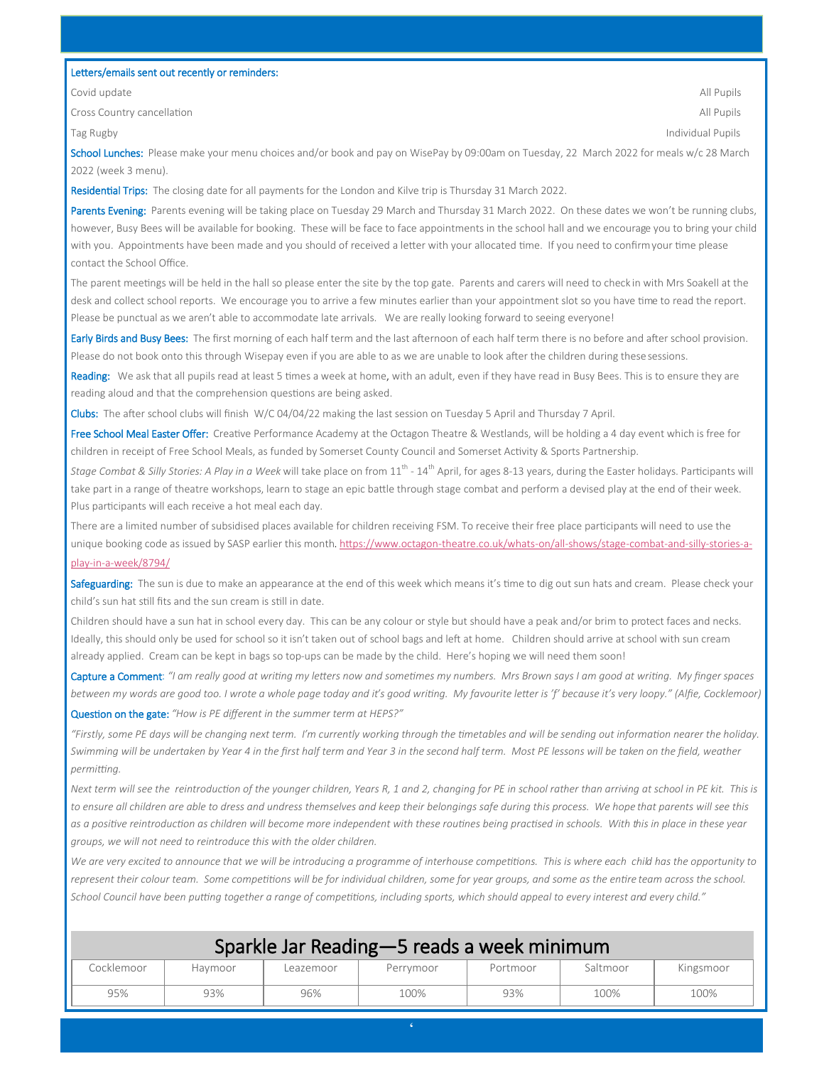**Letters/emails sent out recently or reminders:**

| | |
|---|---|
| Covid update | All Pupils |
| Cross Country cancellation | All Pupils |
| Tag Rugby | Individual Pupils |

**School Lunches:** Please make your menu choices and/or book and pay on WisePay by 09:00am on Tuesday, 22 March 2022 for meals w/c 28 March 2022 (week 3 menu).

**Residential Trips:** The closing date for all payments for the London and Kilve trip is Thursday 31 March 2022.

**Parents Evening:** Parents evening will be taking place on Tuesday 29 March and Thursday 31 March 2022. On these dates we won't be running clubs, however, Busy Bees will be available for booking. These will be face to face appointments in the school hall and we encourage you to bring your child with you. Appointments have been made and you should of received a letter with your allocated time. If you need to confirm your time please contact the School Office.

The parent meetings will be held in the hall so please enter the site by the top gate. Parents and carers will need to check in with Mrs Soakell at the desk and collect school reports. We encourage you to arrive a few minutes earlier than your appointment slot so you have time to read the report. Please be punctual as we aren't able to accommodate late arrivals. We are really looking forward to seeing everyone!

**Early Birds and Busy Bees:** The first morning of each half term and the last afternoon of each half term there is no before and after school provision. Please do not book onto this through Wisepay even if you are able to as we are unable to look after the children during these sessions.

**Reading:** We ask that all pupils read at least 5 times a week at home, with an adult, even if they have read in Busy Bees. This is to ensure they are reading aloud and that the comprehension questions are being asked.

**Clubs:** The after school clubs will finish W/C 04/04/22 making the last session on Tuesday 5 April and Thursday 7 April.

**Free School Meal Easter Offer:** Creative Performance Academy at the Octagon Theatre & Westlands, will be holding a 4 day event which is free for children in receipt of Free School Meals, as funded by Somerset County Council and Somerset Activity & Sports Partnership.

*Stage Combat & Silly Stories: A Play in a Week* will take place on from 11th - 14th April, for ages 8-13 years, during the Easter holidays. Participants will take part in a range of theatre workshops, learn to stage an epic battle through stage combat and perform a devised play at the end of their week. Plus participants will each receive a hot meal each day.

There are a limited number of subsidised places available for children receiving FSM. To receive their free place participants will need to use the unique booking code as issued by SASP earlier this month. https://www.octagon-theatre.co.uk/whats-on/all-shows/stage-combat-and-silly-stories-a-play-in-a-week/8794/

**Safeguarding:** The sun is due to make an appearance at the end of this week which means it's time to dig out sun hats and cream. Please check your child's sun hat still fits and the sun cream is still in date.

Children should have a sun hat in school every day. This can be any colour or style but should have a peak and/or brim to protect faces and necks. Ideally, this should only be used for school so it isn't taken out of school bags and left at home. Children should arrive at school with sun cream already applied. Cream can be kept in bags so top-ups can be made by the child. Here's hoping we will need them soon!

**Capture a Comment**: *"I am really good at writing my letters now and sometimes my numbers. Mrs Brown says I am good at writing. My finger spaces between my words are good too. I wrote a whole page today and it's good writing. My favourite letter is 'f' because it's very loopy." (Alfie, Cocklemoor)*

**Question on the gate:** *"How is PE different in the summer term at HEPS?"*

*"Firstly, some PE days will be changing next term. I'm currently working through the timetables and will be sending out information nearer the holiday. Swimming will be undertaken by Year 4 in the first half term and Year 3 in the second half term. Most PE lessons will be taken on the field, weather permitting.*

*Next term will see the reintroduction of the younger children, Years R, 1 and 2, changing for PE in school rather than arriving at school in PE kit. This is to ensure all children are able to dress and undress themselves and keep their belongings safe during this process. We hope that parents will see this as a positive reintroduction as children will become more independent with these routines being practised in schools. With this in place in these year groups, we will not need to reintroduce this with the older children.*

*We are very excited to announce that we will be introducing a programme of interhouse competitions. This is where each child has the opportunity to represent their colour team. Some competitions will be for individual children, some for year groups, and some as the entire team across the school. School Council have been putting together a range of competitions, including sports, which should appeal to every interest and every child."*

## Sparkle Jar Reading—5 reads a week minimum

| Cocklemoor | Haymoor | Leazemoor | Perrymoor | Portmoor | Saltmoor | Kingsmoor |
|---|---|---|---|---|---|---|
| 95% | 93% | 96% | 100% | 93% | 100% | 100% |